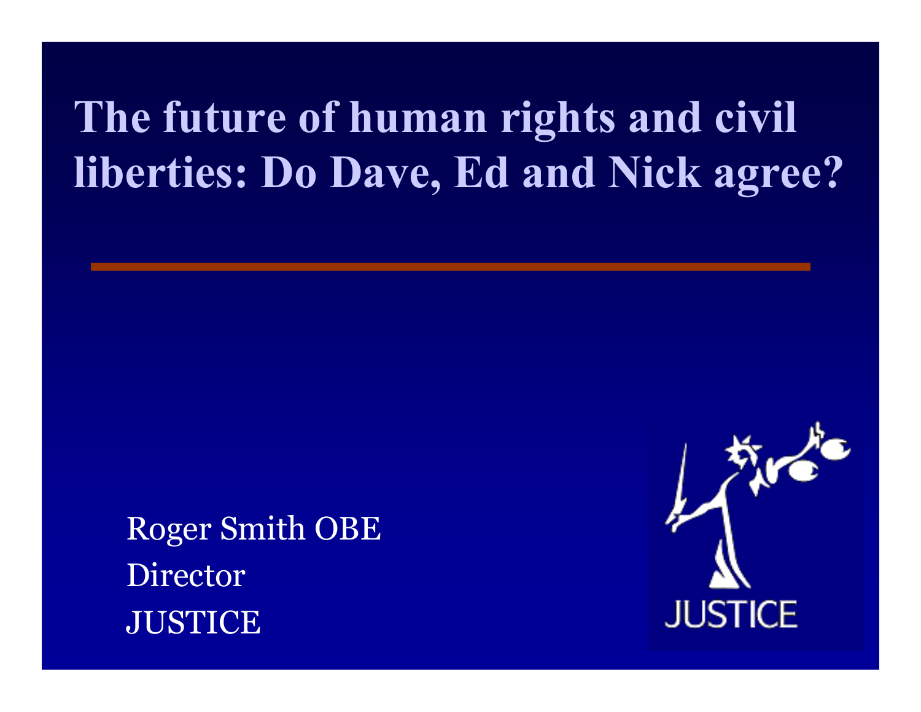# The future of human rights and civil liberties: Do Dave, Ed and Nick agree?

Roger Smith OBE
Director
JUSTICE

JUSTICE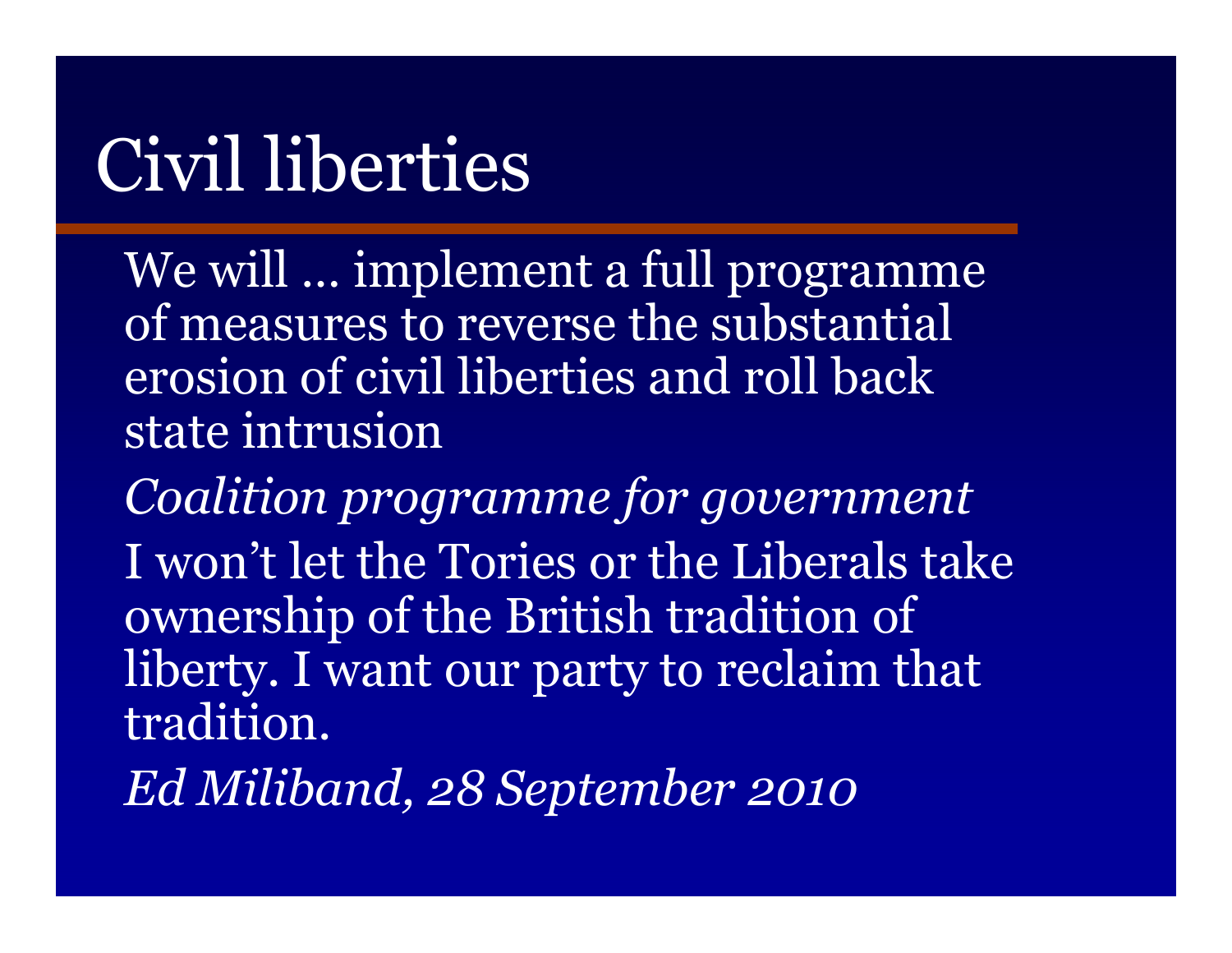# Civil liberties

We will … implement a full programme of measures to reverse the substantial erosion of civil liberties and roll back state intrusion

*Coalition programme for government*

I won't let the Tories or the Liberals take ownership of the British tradition of liberty. I want our party to reclaim that tradition.

*Ed Miliband, 28 September 2010*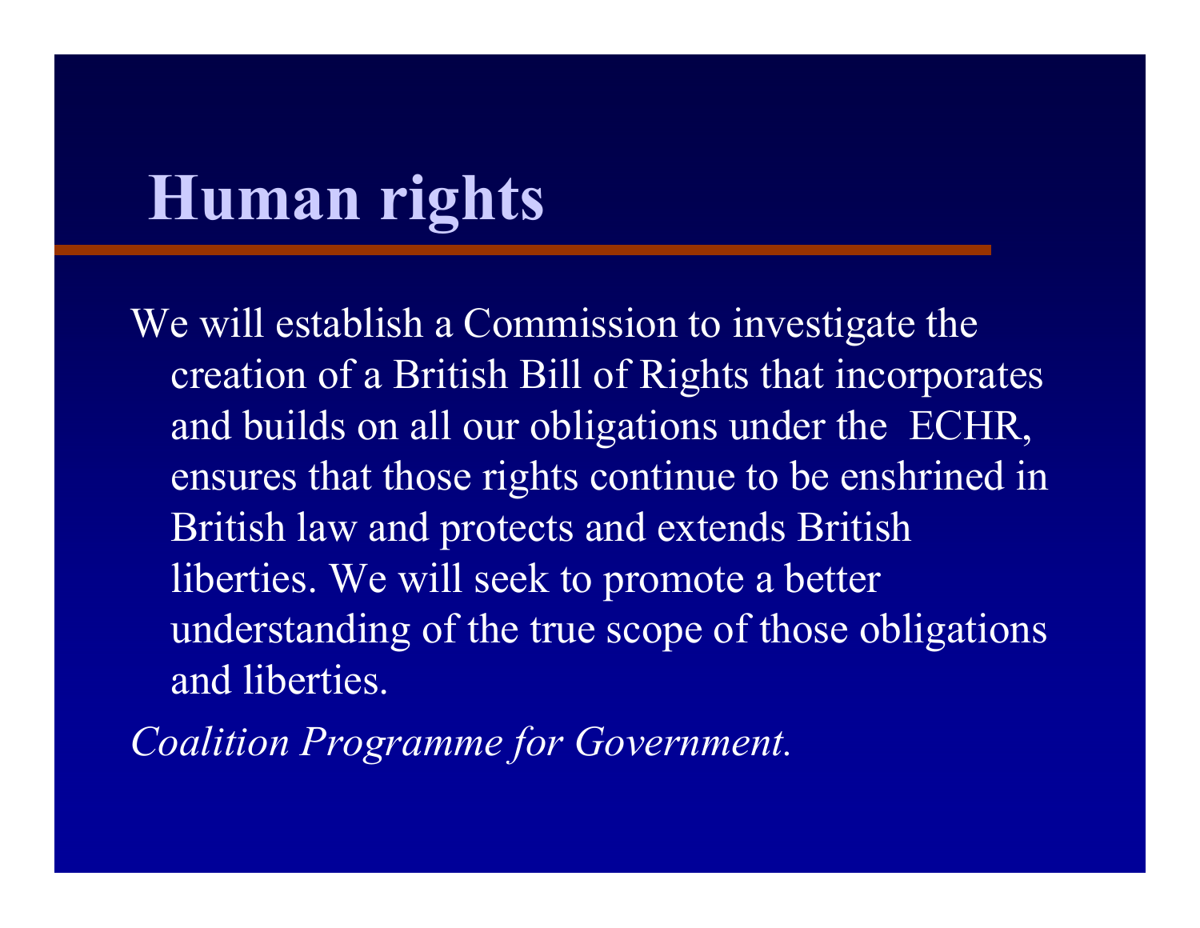# Human rights

We will establish a Commission to investigate the creation of a British Bill of Rights that incorporates and builds on all our obligations under the ECHR, ensures that those rights continue to be enshrined in British law and protects and extends British liberties. We will seek to promote a better understanding of the true scope of those obligations and liberties.

*Coalition Programme for Government.*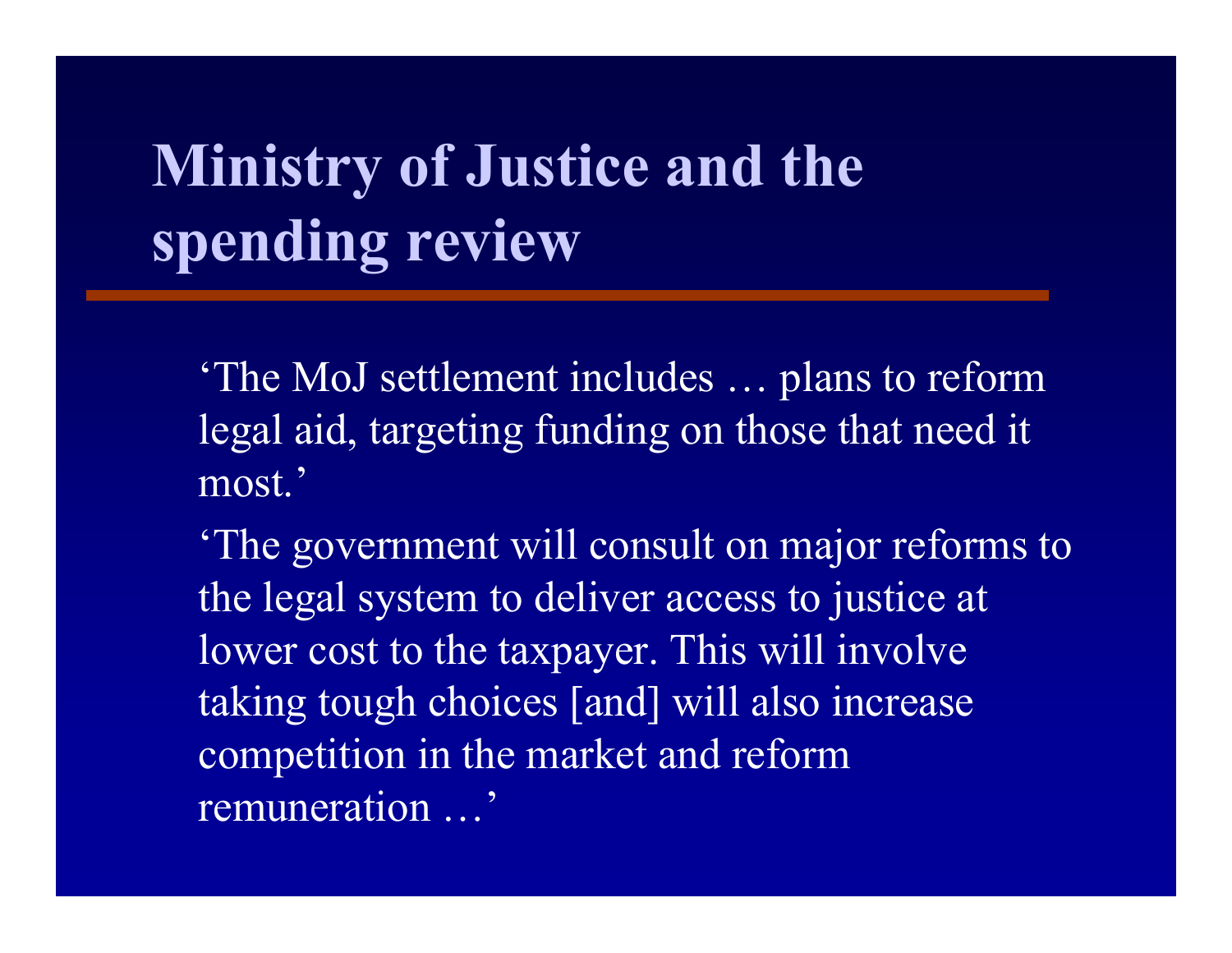# Ministry of Justice and the spending review

‘The MoJ settlement includes … plans to reform legal aid, targeting funding on those that need it most.’

‘The government will consult on major reforms to the legal system to deliver access to justice at lower cost to the taxpayer. This will involve taking tough choices [and] will also increase competition in the market and reform remuneration …’